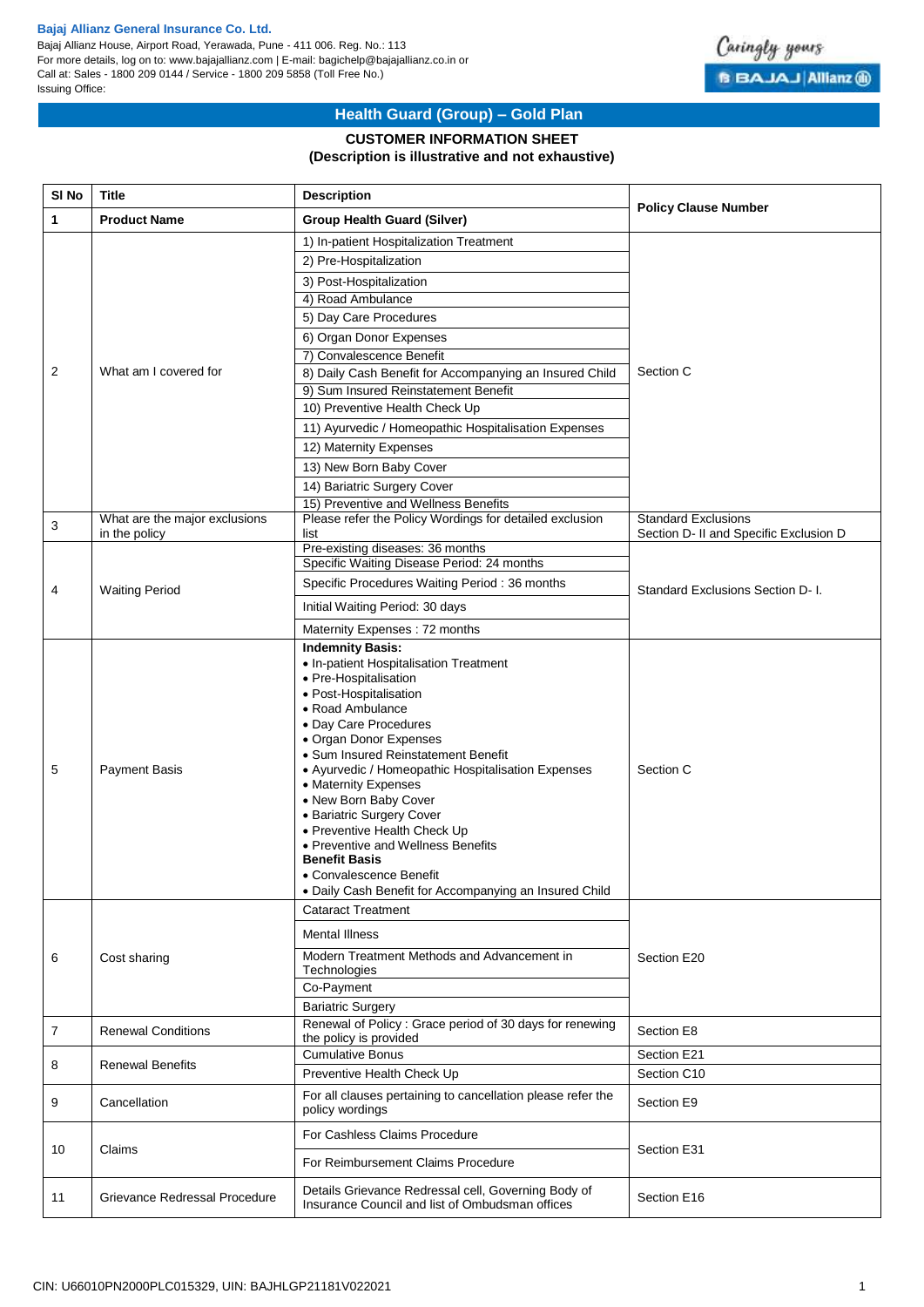**Bajaj Allianz General Insurance Co. Ltd.**
Bajaj Allianz House, Airport Road, Yerawada, Pune - 411 006. Reg. No.: 113
For more details, log on to: www.bajajallianz.com | E-mail: bagichelp@bajajallianz.co.in or
Call at: Sales - 1800 209 0144 / Service - 1800 209 5858 (Toll Free No.)
Issuing Office:

Caringly yours
BAJAJ Allianz

## Health Guard (Group) – Gold Plan

### CUSTOMER INFORMATION SHEET
**(Description is illustrative and not exhaustive)**

| Sl No | Title | Description | Policy Clause Number |
|---|---|---|---|
| **1** | **Product Name** | **Group Health Guard (Silver)** | |
| 2 | What am I covered for | 1) In-patient Hospitalization Treatment<br>2) Pre-Hospitalization<br>3) Post-Hospitalization<br>4) Road Ambulance<br>5) Day Care Procedures<br>6) Organ Donor Expenses<br>7) Convalescence Benefit<br>8) Daily Cash Benefit for Accompanying an Insured Child<br>9) Sum Insured Reinstatement Benefit<br>10) Preventive Health Check Up<br>11) Ayurvedic / Homeopathic Hospitalisation Expenses<br>12) Maternity Expenses<br>13) New Born Baby Cover<br>14) Bariatric Surgery Cover<br>15) Preventive and Wellness Benefits | Section C |
| 3 | What are the major exclusions in the policy | Please refer the Policy Wordings for detailed exclusion list | Standard Exclusions Section D- II and Specific Exclusion D |
| 4 | Waiting Period | Pre-existing diseases: 36 months<br>Specific Waiting Disease Period: 24 months<br>Specific Procedures Waiting Period : 36 months<br>Initial Waiting Period: 30 days<br>Maternity Expenses : 72 months | Standard Exclusions Section D- I. |
| 5 | Payment Basis | **Indemnity Basis:**<br>• In-patient Hospitalisation Treatment<br>• Pre-Hospitalisation<br>• Post-Hospitalisation<br>• Road Ambulance<br>• Day Care Procedures<br>• Organ Donor Expenses<br>• Sum Insured Reinstatement Benefit<br>• Ayurvedic / Homeopathic Hospitalisation Expenses<br>• Maternity Expenses<br>• New Born Baby Cover<br>• Bariatric Surgery Cover<br>• Preventive Health Check Up<br>• Preventive and Wellness Benefits<br>**Benefit Basis**<br>• Convalescence Benefit<br>• Daily Cash Benefit for Accompanying an Insured Child | Section C |
| 6 | Cost sharing | Cataract Treatment<br>Mental Illness<br>Modern Treatment Methods and Advancement in Technologies<br>Co-Payment<br>Bariatric Surgery | Section E20 |
| 7 | Renewal Conditions | Renewal of Policy : Grace period of 30 days for renewing the policy is provided | Section E8 |
| 8 | Renewal Benefits | Cumulative Bonus | Section E21 |
| | | Preventive Health Check Up | Section C10 |
| 9 | Cancellation | For all clauses pertaining to cancellation please refer the policy wordings | Section E9 |
| 10 | Claims | For Cashless Claims Procedure<br>For Reimbursement Claims Procedure | Section E31 |
| 11 | Grievance Redressal Procedure | Details Grievance Redressal cell, Governing Body of Insurance Council and list of Ombudsman offices | Section E16 |

CIN: U66010PN2000PLC015329, UIN: BAJHLGP21181V022021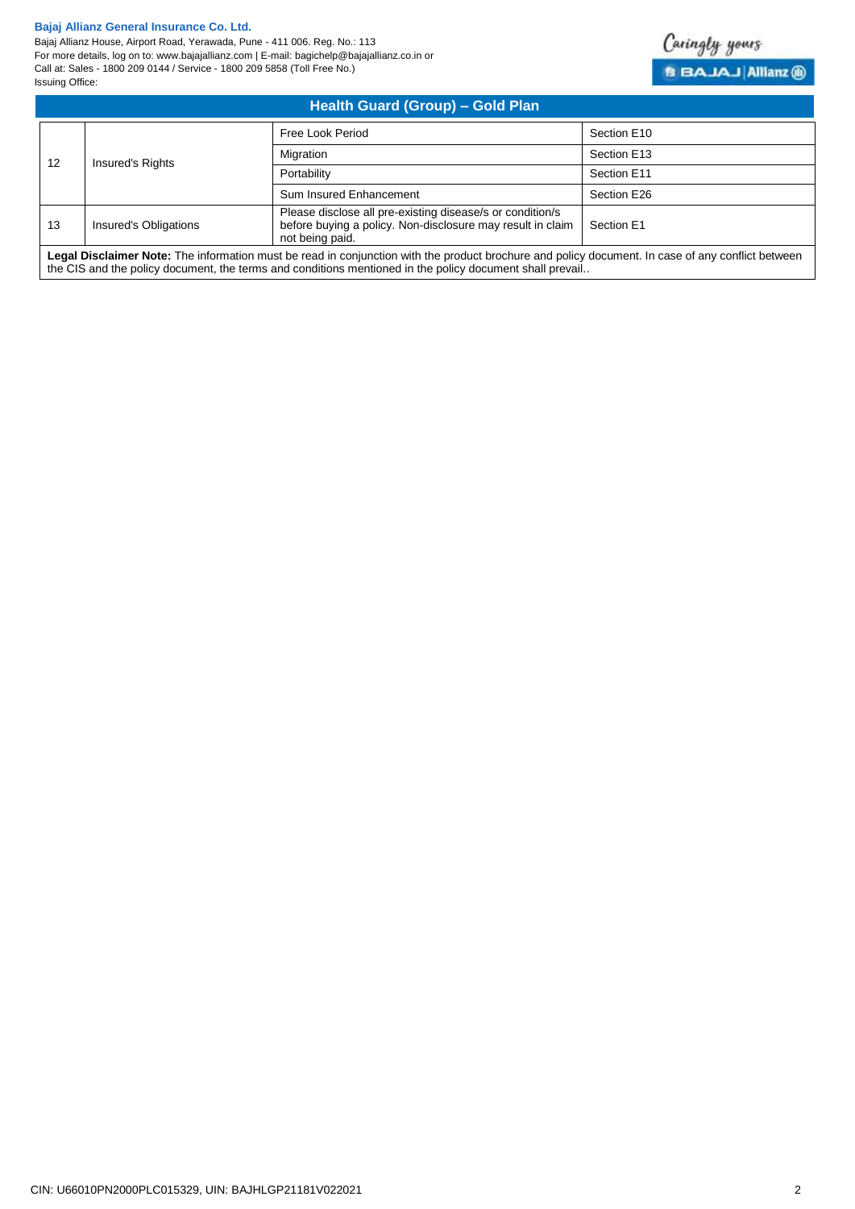## Health Guard (Group) – Gold Plan

| | | | |
|---|---|---|---|
| 12 | Insured's Rights | Free Look Period | Section E10 |
| | | Migration | Section E13 |
| | | Portability | Section E11 |
| | | Sum Insured Enhancement | Section E26 |
| 13 | Insured's Obligations | Please disclose all pre-existing disease/s or condition/s before buying a policy. Non-disclosure may result in claim not being paid. | Section E1 |

**Legal Disclaimer Note:** The information must be read in conjunction with the product brochure and policy document. In case of any conflict between the CIS and the policy document, the terms and conditions mentioned in the policy document shall prevail..